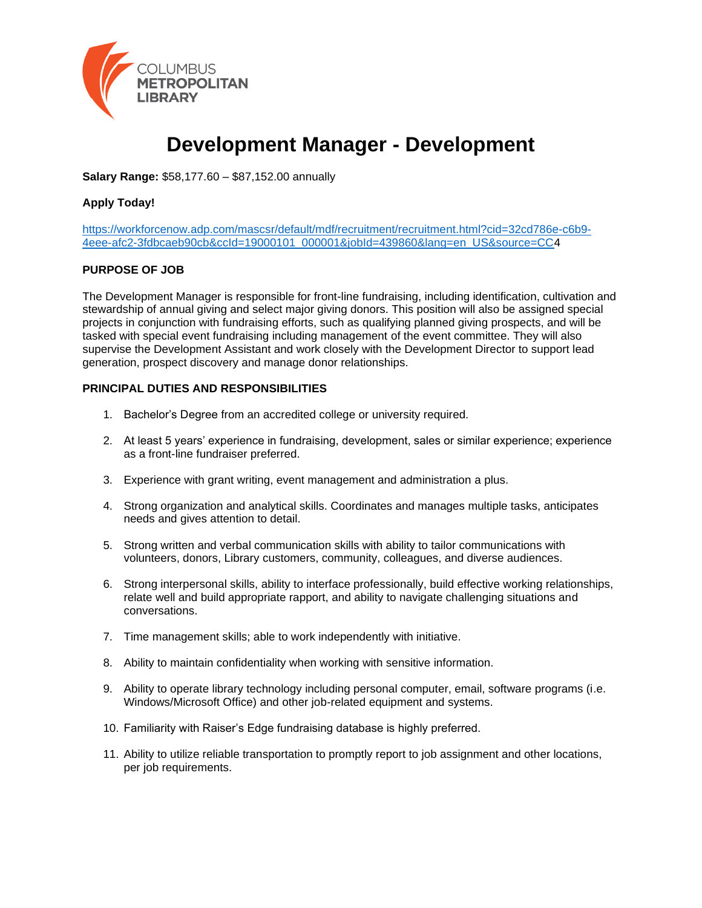COLUMBUS METROPOLITAN LIBRARY

# Development Manager - Development

**Salary Range:** $58,177.60 – $87,152.00 annually

**Apply Today!**

https://workforcenow.adp.com/mascsr/default/mdf/recruitment/recruitment.html?cid=32cd786e-c6b9-4eee-afc2-3fdbcaeb90cb&ccId=19000101_000001&jobId=439860&lang=en_US&source=CC4

**PURPOSE OF JOB**

The Development Manager is responsible for front-line fundraising, including identification, cultivation and stewardship of annual giving and select major giving donors. This position will also be assigned special projects in conjunction with fundraising efforts, such as qualifying planned giving prospects, and will be tasked with special event fundraising including management of the event committee. They will also supervise the Development Assistant and work closely with the Development Director to support lead generation, prospect discovery and manage donor relationships.

**PRINCIPAL DUTIES AND RESPONSIBILITIES**

1. Bachelor's Degree from an accredited college or university required.
2. At least 5 years' experience in fundraising, development, sales or similar experience; experience as a front-line fundraiser preferred.
3. Experience with grant writing, event management and administration a plus.
4. Strong organization and analytical skills. Coordinates and manages multiple tasks, anticipates needs and gives attention to detail.
5. Strong written and verbal communication skills with ability to tailor communications with volunteers, donors, Library customers, community, colleagues, and diverse audiences.
6. Strong interpersonal skills, ability to interface professionally, build effective working relationships, relate well and build appropriate rapport, and ability to navigate challenging situations and conversations.
7. Time management skills; able to work independently with initiative.
8. Ability to maintain confidentiality when working with sensitive information.
9. Ability to operate library technology including personal computer, email, software programs (i.e. Windows/Microsoft Office) and other job-related equipment and systems.
10. Familiarity with Raiser's Edge fundraising database is highly preferred.
11. Ability to utilize reliable transportation to promptly report to job assignment and other locations, per job requirements.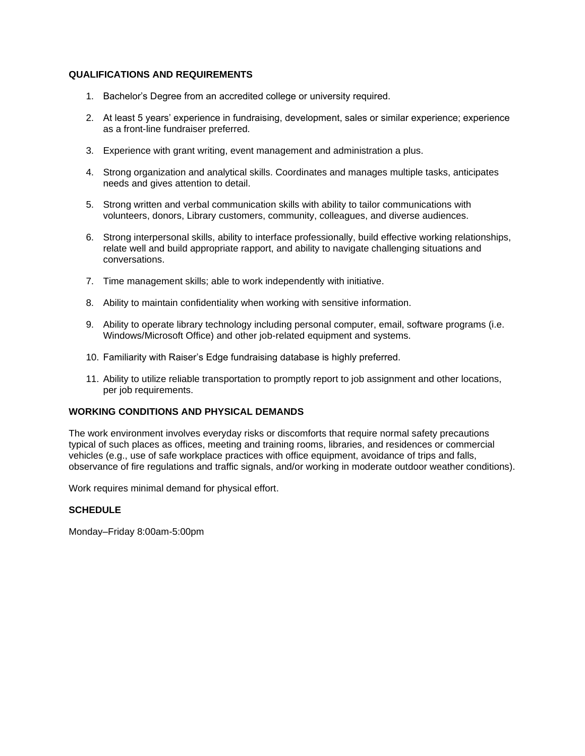**QUALIFICATIONS AND REQUIREMENTS**

1. Bachelor's Degree from an accredited college or university required.

2. At least 5 years' experience in fundraising, development, sales or similar experience; experience as a front-line fundraiser preferred.

3. Experience with grant writing, event management and administration a plus.

4. Strong organization and analytical skills. Coordinates and manages multiple tasks, anticipates needs and gives attention to detail.

5. Strong written and verbal communication skills with ability to tailor communications with volunteers, donors, Library customers, community, colleagues, and diverse audiences.

6. Strong interpersonal skills, ability to interface professionally, build effective working relationships, relate well and build appropriate rapport, and ability to navigate challenging situations and conversations.

7. Time management skills; able to work independently with initiative.

8. Ability to maintain confidentiality when working with sensitive information.

9. Ability to operate library technology including personal computer, email, software programs (i.e. Windows/Microsoft Office) and other job-related equipment and systems.

10. Familiarity with Raiser's Edge fundraising database is highly preferred.

11. Ability to utilize reliable transportation to promptly report to job assignment and other locations, per job requirements.

**WORKING CONDITIONS AND PHYSICAL DEMANDS**

The work environment involves everyday risks or discomforts that require normal safety precautions typical of such places as offices, meeting and training rooms, libraries, and residences or commercial vehicles (e.g., use of safe workplace practices with office equipment, avoidance of trips and falls, observance of fire regulations and traffic signals, and/or working in moderate outdoor weather conditions).

Work requires minimal demand for physical effort.

**SCHEDULE**

Monday–Friday 8:00am-5:00pm